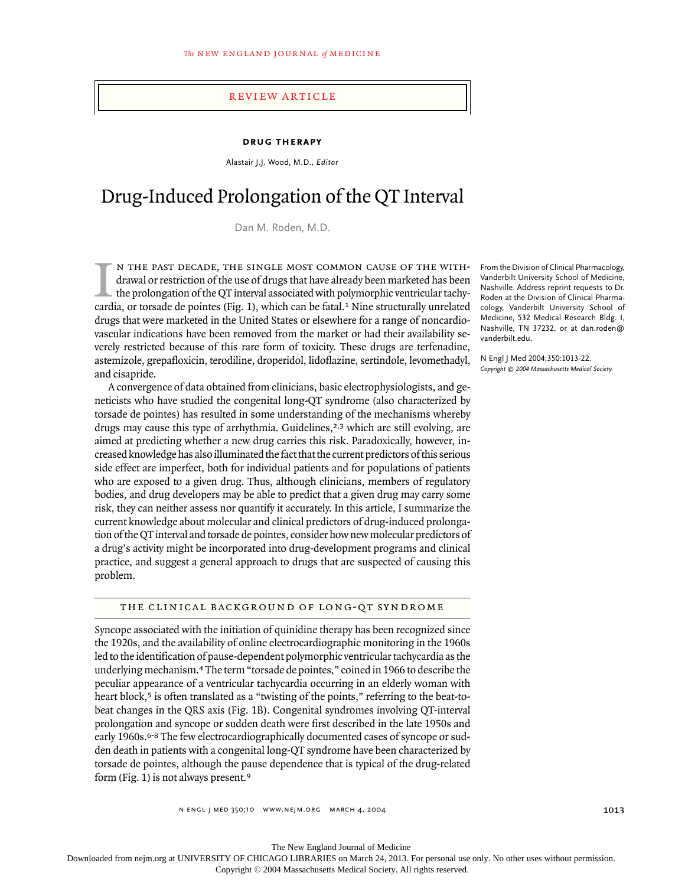## REVIEW ARTICLE

**DRUG THERAPY**

Alastair J.J. Wood, M.D., *Editor*

# Drug-Induced Prolongation of the QT Interval

Dan M. Roden, M.D.

From the Division of Clinical Pharmacology, Vanderbilt University School of Medicine, Nashville. Address reprint requests to Dr. Roden at the Division of Clinical Pharmacology, Vanderbilt University School of Medicine, 532 Medical Research Bldg. I, Nashville, TN 37232, or at dan.roden@vanderbilt.edu.

N Engl J Med 2004;350:1013-22.
*Copyright © 2004 Massachusetts Medical Society.*

In the past decade, the single most common cause of the withdrawal or restriction of the use of drugs that have already been marketed has been the prolongation of the QT interval associated with polymorphic ventricular tachycardia, or torsade de pointes (Fig. 1), which can be fatal.[1] Nine structurally unrelated drugs that were marketed in the United States or elsewhere for a range of noncardiovascular indications have been removed from the market or had their availability severely restricted because of this rare form of toxicity. These drugs are terfenadine, astemizole, grepafloxicin, terodiline, droperidol, lidoflazine, sertindole, levomethadyl, and cisapride.

A convergence of data obtained from clinicians, basic electrophysiologists, and geneticists who have studied the congenital long-QT syndrome (also characterized by torsade de pointes) has resulted in some understanding of the mechanisms whereby drugs may cause this type of arrhythmia. Guidelines,[2,3] which are still evolving, are aimed at predicting whether a new drug carries this risk. Paradoxically, however, increased knowledge has also illuminated the fact that the current predictors of this serious side effect are imperfect, both for individual patients and for populations of patients who are exposed to a given drug. Thus, although clinicians, members of regulatory bodies, and drug developers may be able to predict that a given drug may carry some risk, they can neither assess nor quantify it accurately. In this article, I summarize the current knowledge about molecular and clinical predictors of drug-induced prolongation of the QT interval and torsade de pointes, consider how new molecular predictors of a drug's activity might be incorporated into drug-development programs and clinical practice, and suggest a general approach to drugs that are suspected of causing this problem.

## THE CLINICAL BACKGROUND OF LONG-QT SYNDROME

Syncope associated with the initiation of quinidine therapy has been recognized since the 1920s, and the availability of online electrocardiographic monitoring in the 1960s led to the identification of pause-dependent polymorphic ventricular tachycardia as the underlying mechanism.[4] The term "torsade de pointes," coined in 1966 to describe the peculiar appearance of a ventricular tachycardia occurring in an elderly woman with heart block,[5] is often translated as a "twisting of the points," referring to the beat-to-beat changes in the QRS axis (Fig. 1B). Congenital syndromes involving QT-interval prolongation and syncope or sudden death were first described in the late 1950s and early 1960s.[6-8] The few electrocardiographically documented cases of syncope or sudden death in patients with a congenital long-QT syndrome have been characterized by torsade de pointes, although the pause dependence that is typical of the drug-related form (Fig. 1) is not always present.[9]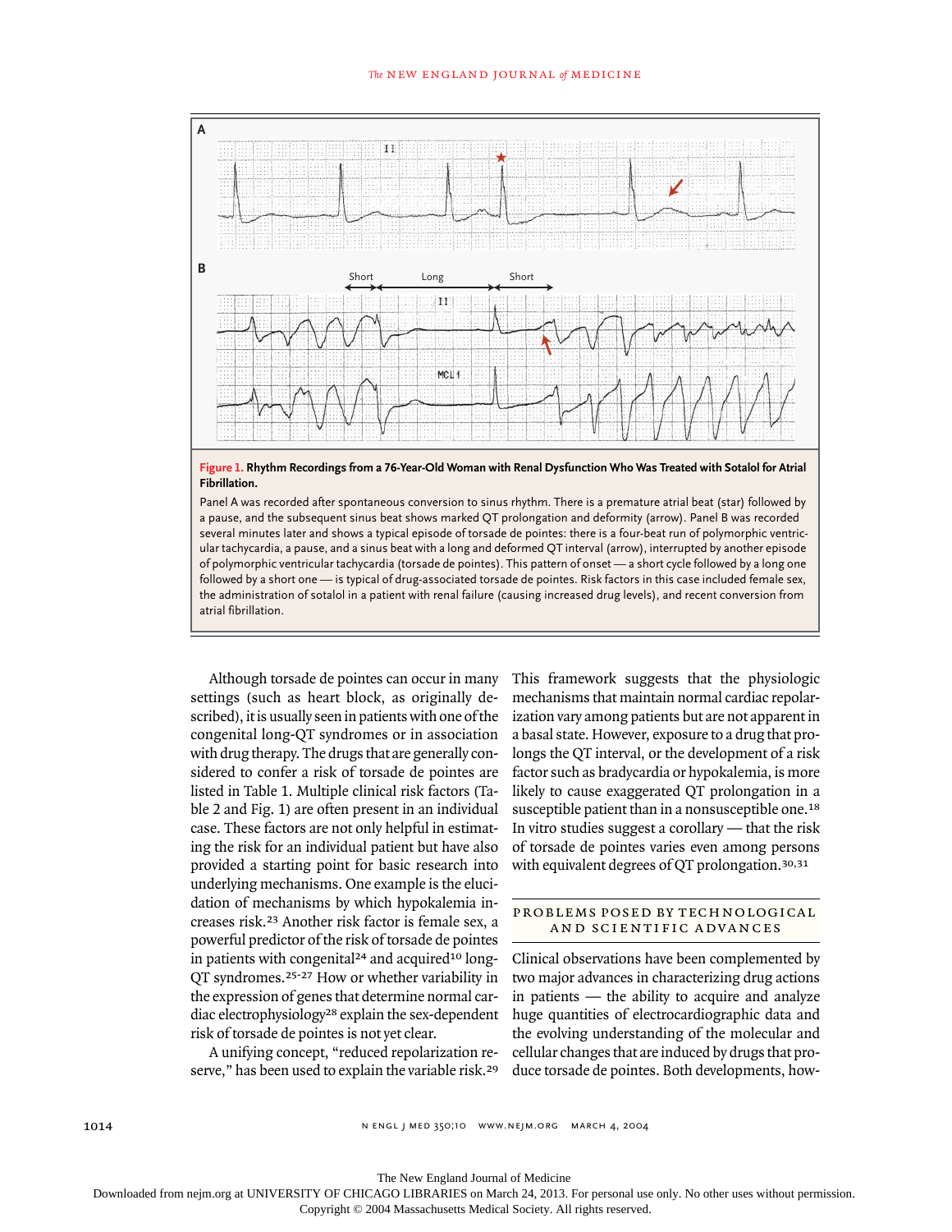**Figure 1. Rhythm Recordings from a 76-Year-Old Woman with Renal Dysfunction Who Was Treated with Sotalol for Atrial Fibrillation.**

Panel A was recorded after spontaneous conversion to sinus rhythm. There is a premature atrial beat (star) followed by a pause, and the subsequent sinus beat shows marked QT prolongation and deformity (arrow). Panel B was recorded several minutes later and shows a typical episode of torsade de pointes: there is a four-beat run of polymorphic ventricular tachycardia, a pause, and a sinus beat with a long and deformed QT interval (arrow), interrupted by another episode of polymorphic ventricular tachycardia (torsade de pointes). This pattern of onset — a short cycle followed by a long one followed by a short one — is typical of drug-associated torsade de pointes. Risk factors in this case included female sex, the administration of sotalol in a patient with renal failure (causing increased drug levels), and recent conversion from atrial fibrillation.

Although torsade de pointes can occur in many settings (such as heart block, as originally described), it is usually seen in patients with one of the congenital long-QT syndromes or in association with drug therapy. The drugs that are generally considered to confer a risk of torsade de pointes are listed in Table 1. Multiple clinical risk factors (Table 2 and Fig. 1) are often present in an individual case. These factors are not only helpful in estimating the risk for an individual patient but have also provided a starting point for basic research into underlying mechanisms. One example is the elucidation of mechanisms by which hypokalemia increases risk.[23] Another risk factor is female sex, a powerful predictor of the risk of torsade de pointes in patients with congenital[24] and acquired[10] long-QT syndromes.[25-27] How or whether variability in the expression of genes that determine normal cardiac electrophysiology[28] explain the sex-dependent risk of torsade de pointes is not yet clear.

A unifying concept, "reduced repolarization reserve," has been used to explain the variable risk.[29] This framework suggests that the physiologic mechanisms that maintain normal cardiac repolarization vary among patients but are not apparent in a basal state. However, exposure to a drug that prolongs the QT interval, or the development of a risk factor such as bradycardia or hypokalemia, is more likely to cause exaggerated QT prolongation in a susceptible patient than in a nonsusceptible one.[18] In vitro studies suggest a corollary — that the risk of torsade de pointes varies even among persons with equivalent degrees of QT prolongation.[30,31]

## PROBLEMS POSED BY TECHNOLOGICAL AND SCIENTIFIC ADVANCES

Clinical observations have been complemented by two major advances in characterizing drug actions in patients — the ability to acquire and analyze huge quantities of electrocardiographic data and the evolving understanding of the molecular and cellular changes that are induced by drugs that produce torsade de pointes. Both developments, how-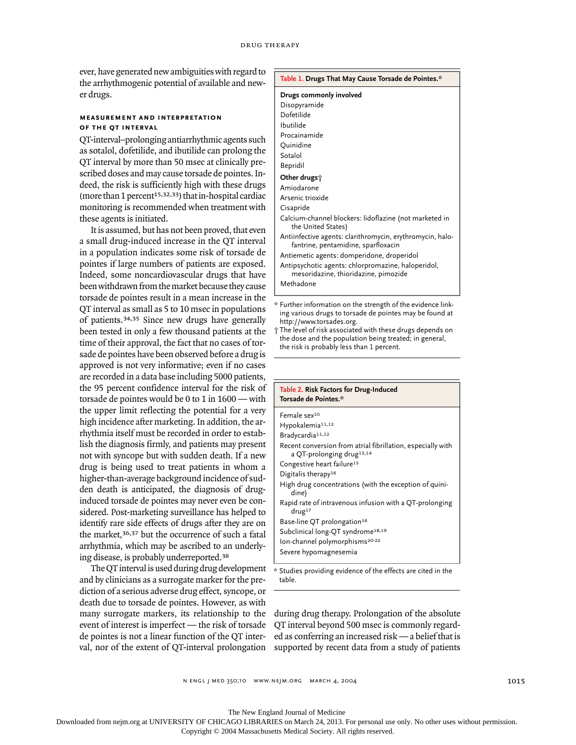ever, have generated new ambiguities with regard to the arrhythmogenic potential of available and newer drugs.

### MEASUREMENT AND INTERPRETATION OF THE QT INTERVAL

QT-interval–prolonging antiarrhythmic agents such as sotalol, dofetilide, and ibutilide can prolong the QT interval by more than 50 msec at clinically prescribed doses and may cause torsade de pointes. Indeed, the risk is sufficiently high with these drugs (more than 1 percent[15,32,33]) that in-hospital cardiac monitoring is recommended when treatment with these agents is initiated.

It is assumed, but has not been proved, that even a small drug-induced increase in the QT interval in a population indicates some risk of torsade de pointes if large numbers of patients are exposed. Indeed, some noncardiovascular drugs that have been withdrawn from the market because they cause torsade de pointes result in a mean increase in the QT interval as small as 5 to 10 msec in populations of patients.[34,35] Since new drugs have generally been tested in only a few thousand patients at the time of their approval, the fact that no cases of torsade de pointes have been observed before a drug is approved is not very informative; even if no cases are recorded in a data base including 5000 patients, the 95 percent confidence interval for the risk of torsade de pointes would be 0 to 1 in 1600 — with the upper limit reflecting the potential for a very high incidence after marketing. In addition, the arrhythmia itself must be recorded in order to establish the diagnosis firmly, and patients may present not with syncope but with sudden death. If a new drug is being used to treat patients in whom a higher-than-average background incidence of sudden death is anticipated, the diagnosis of drug-induced torsade de pointes may never even be considered. Post-marketing surveillance has helped to identify rare side effects of drugs after they are on the market,[36,37] but the occurrence of such a fatal arrhythmia, which may be ascribed to an underlying disease, is probably underreported.[38]

The QT interval is used during drug development and by clinicians as a surrogate marker for the prediction of a serious adverse drug effect, syncope, or death due to torsade de pointes. However, as with many surrogate markers, its relationship to the event of interest is imperfect — the risk of torsade de pointes is not a linear function of the QT interval, nor of the extent of QT-interval prolongation during drug therapy. Prolongation of the absolute QT interval beyond 500 msec is commonly regarded as conferring an increased risk — a belief that is supported by recent data from a study of patients

**Table 1. Drugs That May Cause Torsade de Pointes.***

| |
|---|
| **Drugs commonly involved** |
| Disopyramide |
| Dofetilide |
| Ibutilide |
| Procainamide |
| Quinidine |
| Sotalol |
| Bepridil |
| **Other drugs†** |
| Amiodarone |
| Arsenic trioxide |
| Cisapride |
| Calcium-channel blockers: lidoflazine (not marketed in the United States) |
| Antiinfective agents: clarithromycin, erythromycin, halofantrine, pentamidine, sparfloxacin |
| Antiemetic agents: domperidone, droperidol |
| Antipsychotic agents: chlorpromazine, haloperidol, mesoridazine, thioridazine, pimozide |
| Methadone |

\* Further information on the strength of the evidence linking various drugs to torsade de pointes may be found at http://www.torsades.org.

† The level of risk associated with these drugs depends on the dose and the population being treated; in general, the risk is probably less than 1 percent.

**Table 2. Risk Factors for Drug-Induced Torsade de Pointes.***

| |
|---|
| Female sex[10] |
| Hypokalemia[11,12] |
| Bradycardia[11,12] |
| Recent conversion from atrial fibrillation, especially with a QT-prolonging drug[13,14] |
| Congestive heart failure[15] |
| Digitalis therapy[16] |
| High drug concentrations (with the exception of quinidine) |
| Rapid rate of intravenous infusion with a QT-prolonging drug[17] |
| Base-line QT prolongation[16] |
| Subclinical long-QT syndrome[18,19] |
| Ion-channel polymorphisms[20-22] |
| Severe hypomagnesemia |

\* Studies providing evidence of the effects are cited in the table.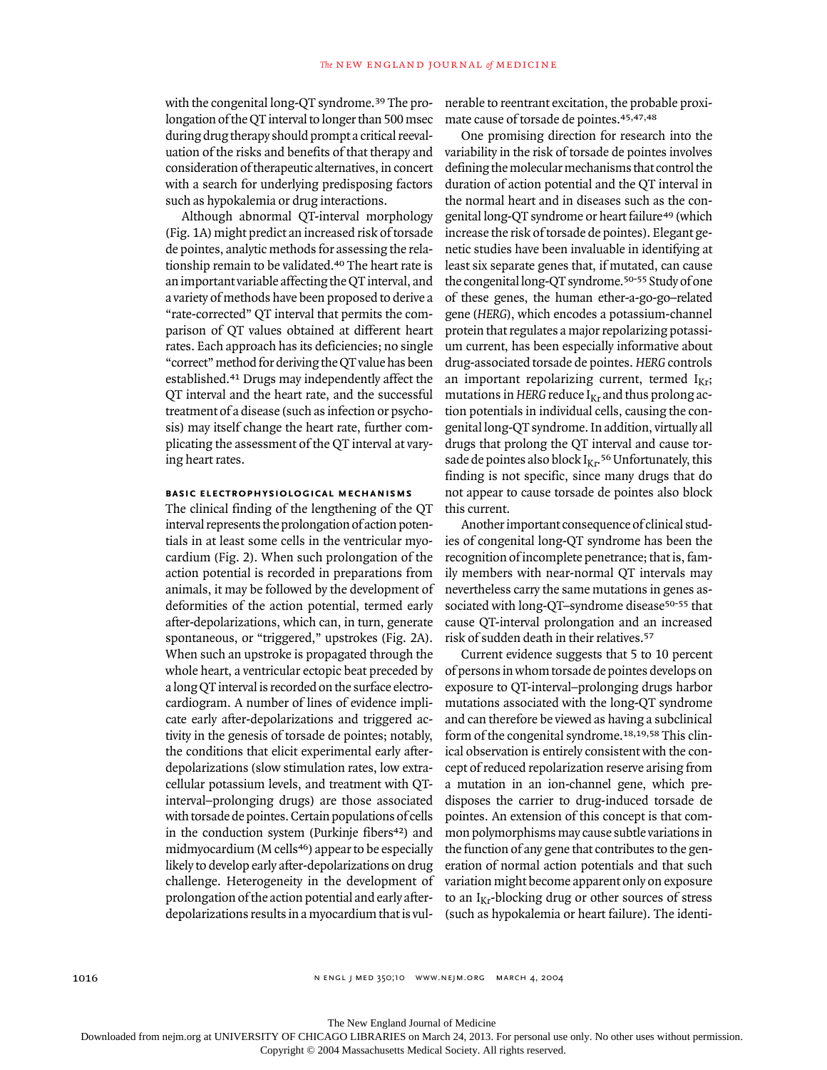with the congenital long-QT syndrome.[39] The prolongation of the QT interval to longer than 500 msec during drug therapy should prompt a critical reevaluation of the risks and benefits of that therapy and consideration of therapeutic alternatives, in concert with a search for underlying predisposing factors such as hypokalemia or drug interactions.

Although abnormal QT-interval morphology (Fig. 1A) might predict an increased risk of torsade de pointes, analytic methods for assessing the relationship remain to be validated.[40] The heart rate is an important variable affecting the QT interval, and a variety of methods have been proposed to derive a "rate-corrected" QT interval that permits the comparison of QT values obtained at different heart rates. Each approach has its deficiencies; no single "correct" method for deriving the QT value has been established.[41] Drugs may independently affect the QT interval and the heart rate, and the successful treatment of a disease (such as infection or psychosis) may itself change the heart rate, further complicating the assessment of the QT interval at varying heart rates.

### BASIC ELECTROPHYSIOLOGICAL MECHANISMS

The clinical finding of the lengthening of the QT interval represents the prolongation of action potentials in at least some cells in the ventricular myocardium (Fig. 2). When such prolongation of the action potential is recorded in preparations from animals, it may be followed by the development of deformities of the action potential, termed early after-depolarizations, which can, in turn, generate spontaneous, or "triggered," upstrokes (Fig. 2A). When such an upstroke is propagated through the whole heart, a ventricular ectopic beat preceded by a long QT interval is recorded on the surface electrocardiogram. A number of lines of evidence implicate early after-depolarizations and triggered activity in the genesis of torsade de pointes; notably, the conditions that elicit experimental early after-depolarizations (slow stimulation rates, low extracellular potassium levels, and treatment with QT-interval–prolonging drugs) are those associated with torsade de pointes. Certain populations of cells in the conduction system (Purkinje fibers[42]) and midmyocardium (M cells[46]) appear to be especially likely to develop early after-depolarizations on drug challenge. Heterogeneity in the development of prolongation of the action potential and early after-depolarizations results in a myocardium that is vulnerable to reentrant excitation, the probable proximate cause of torsade de pointes.[45,47,48]

One promising direction for research into the variability in the risk of torsade de pointes involves defining the molecular mechanisms that control the duration of action potential and the QT interval in the normal heart and in diseases such as the congenital long-QT syndrome or heart failure[49] (which increase the risk of torsade de pointes). Elegant genetic studies have been invaluable in identifying at least six separate genes that, if mutated, can cause the congenital long-QT syndrome.[50-55] Study of one of these genes, the human ether-a-go-go–related gene (*HERG*), which encodes a potassium-channel protein that regulates a major repolarizing potassium current, has been especially informative about drug-associated torsade de pointes. *HERG* controls an important repolarizing current, termed $I_{Kr}$; mutations in *HERG* reduce $I_{Kr}$ and thus prolong action potentials in individual cells, causing the congenital long-QT syndrome. In addition, virtually all drugs that prolong the QT interval and cause torsade de pointes also block $I_{Kr}$.[56] Unfortunately, this finding is not specific, since many drugs that do not appear to cause torsade de pointes also block this current.

Another important consequence of clinical studies of congenital long-QT syndrome has been the recognition of incomplete penetrance; that is, family members with near-normal QT intervals may nevertheless carry the same mutations in genes associated with long-QT–syndrome disease[50-55] that cause QT-interval prolongation and an increased risk of sudden death in their relatives.[57]

Current evidence suggests that 5 to 10 percent of persons in whom torsade de pointes develops on exposure to QT-interval–prolonging drugs harbor mutations associated with the long-QT syndrome and can therefore be viewed as having a subclinical form of the congenital syndrome.[18,19,58] This clinical observation is entirely consistent with the concept of reduced repolarization reserve arising from a mutation in an ion-channel gene, which predisposes the carrier to drug-induced torsade de pointes. An extension of this concept is that common polymorphisms may cause subtle variations in the function of any gene that contributes to the generation of normal action potentials and that such variation might become apparent only on exposure to an $I_{Kr}$-blocking drug or other sources of stress (such as hypokalemia or heart failure). The identi-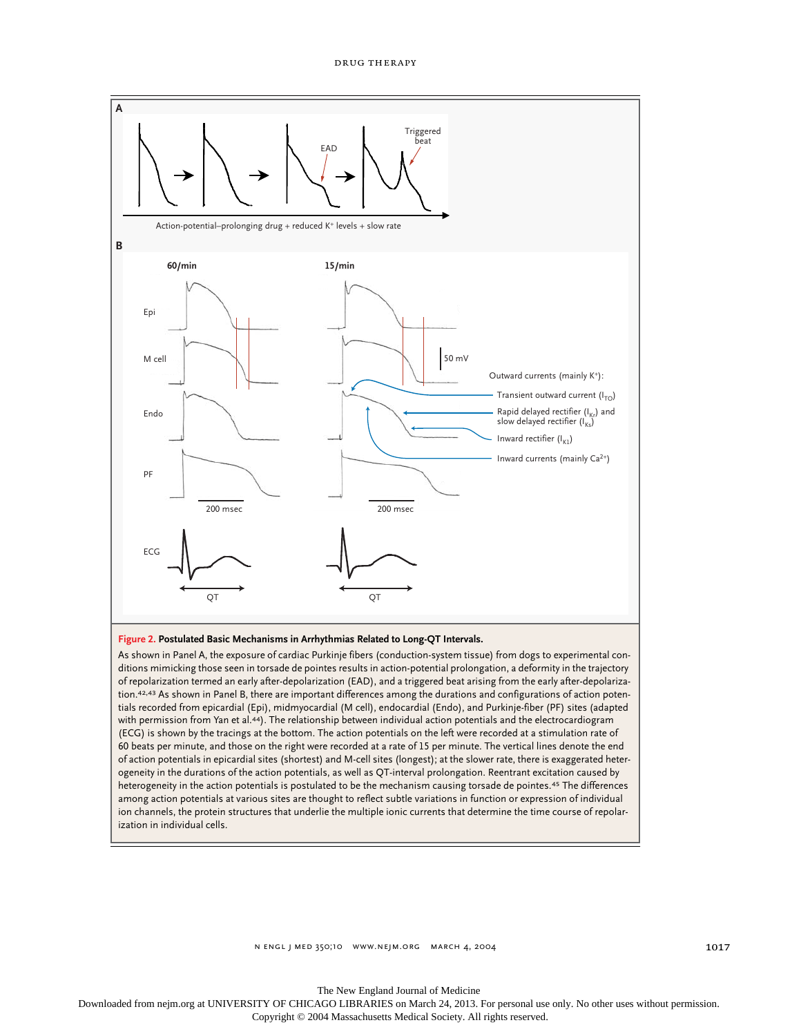**Figure 2. Postulated Basic Mechanisms in Arrhythmias Related to Long-QT Intervals.**

As shown in Panel A, the exposure of cardiac Purkinje fibers (conduction-system tissue) from dogs to experimental conditions mimicking those seen in torsade de pointes results in action-potential prolongation, a deformity in the trajectory of repolarization termed an early after-depolarization (EAD), and a triggered beat arising from the early after-depolarization.[42,43] As shown in Panel B, there are important differences among the durations and configurations of action potentials recorded from epicardial (Epi), midmyocardial (M cell), endocardial (Endo), and Purkinje-fiber (PF) sites (adapted with permission from Yan et al.[44]). The relationship between individual action potentials and the electrocardiogram (ECG) is shown by the tracings at the bottom. The action potentials on the left were recorded at a stimulation rate of 60 beats per minute, and those on the right were recorded at a rate of 15 per minute. The vertical lines denote the end of action potentials in epicardial sites (shortest) and M-cell sites (longest); at the slower rate, there is exaggerated heterogeneity in the durations of the action potentials, as well as QT-interval prolongation. Reentrant excitation caused by heterogeneity in the action potentials is postulated to be the mechanism causing torsade de pointes.[45] The differences among action potentials at various sites are thought to reflect subtle variations in function or expression of individual ion channels, the protein structures that underlie the multiple ionic currents that determine the time course of repolarization in individual cells.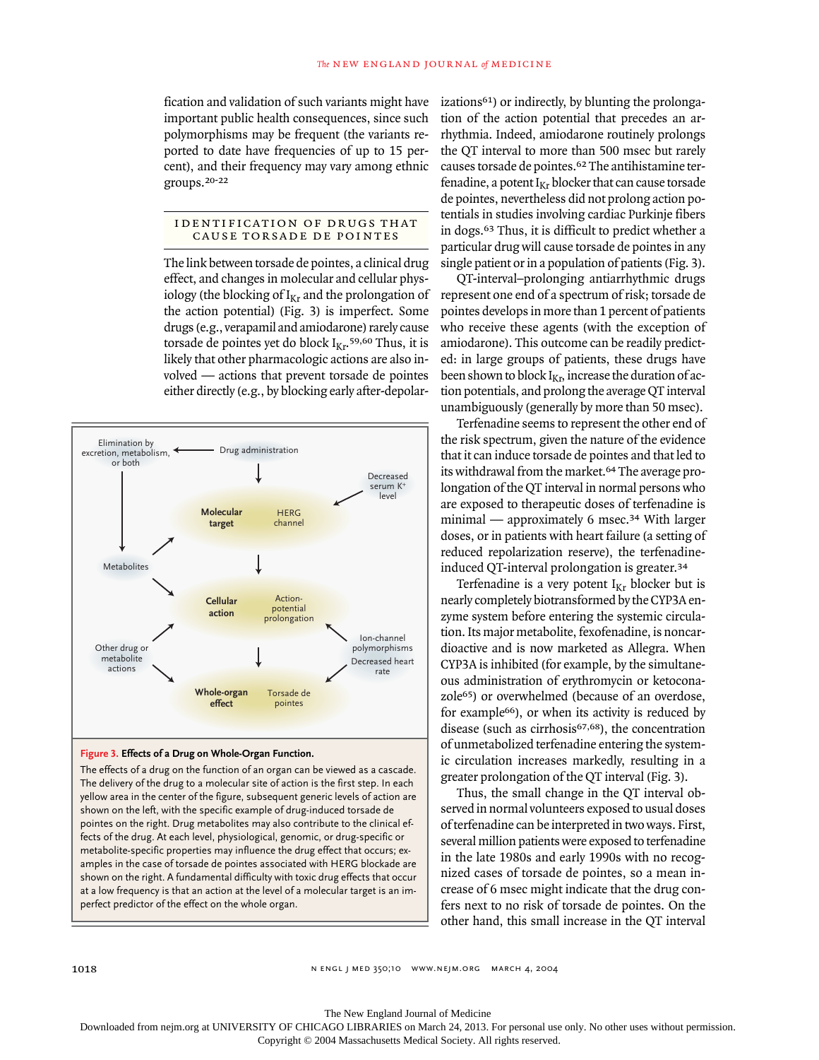fication and validation of such variants might have important public health consequences, since such polymorphisms may be frequent (the variants reported to date have frequencies of up to 15 percent), and their frequency may vary among ethnic groups.[20-22]

## IDENTIFICATION OF DRUGS THAT CAUSE TORSADE DE POINTES

The link between torsade de pointes, a clinical drug effect, and changes in molecular and cellular physiology (the blocking of $I_{Kr}$ and the prolongation of the action potential) (Fig. 3) is imperfect. Some drugs (e.g., verapamil and amiodarone) rarely cause torsade de pointes yet do block $I_{Kr}$.[59,60] Thus, it is likely that other pharmacologic actions are also involved — actions that prevent torsade de pointes either directly (e.g., by blocking early after-depolarizations[61]) or indirectly, by blunting the prolongation of the action potential that precedes an arrhythmia. Indeed, amiodarone routinely prolongs the QT interval to more than 500 msec but rarely causes torsade de pointes.[62] The antihistamine terfenadine, a potent $I_{Kr}$ blocker that can cause torsade de pointes, nevertheless did not prolong action potentials in studies involving cardiac Purkinje fibers in dogs.[63] Thus, it is difficult to predict whether a particular drug will cause torsade de pointes in any single patient or in a population of patients (Fig. 3).

**Figure 3. Effects of a Drug on Whole-Organ Function.**

The effects of a drug on the function of an organ can be viewed as a cascade. The delivery of the drug to a molecular site of action is the first step. In each yellow area in the center of the figure, subsequent generic levels of action are shown on the left, with the specific example of drug-induced torsade de pointes on the right. Drug metabolites may also contribute to the clinical effects of the drug. At each level, physiological, genomic, or drug-specific or metabolite-specific properties may influence the drug effect that occurs; examples in the case of torsade de pointes associated with HERG blockade are shown on the right. A fundamental difficulty with toxic drug effects that occur at a low frequency is that an action at the level of a molecular target is an imperfect predictor of the effect on the whole organ.

QT-interval–prolonging antiarrhythmic drugs represent one end of a spectrum of risk; torsade de pointes develops in more than 1 percent of patients who receive these agents (with the exception of amiodarone). This outcome can be readily predicted: in large groups of patients, these drugs have been shown to block $I_{Kr}$, increase the duration of action potentials, and prolong the average QT interval unambiguously (generally by more than 50 msec).

Terfenadine seems to represent the other end of the risk spectrum, given the nature of the evidence that it can induce torsade de pointes and that led to its withdrawal from the market.[64] The average prolongation of the QT interval in normal persons who are exposed to therapeutic doses of terfenadine is minimal — approximately 6 msec.[34] With larger doses, or in patients with heart failure (a setting of reduced repolarization reserve), the terfenadine-induced QT-interval prolongation is greater.[34]

Terfenadine is a very potent $I_{Kr}$ blocker but is nearly completely biotransformed by the CYP3A enzyme system before entering the systemic circulation. Its major metabolite, fexofenadine, is noncardioactive and is now marketed as Allegra. When CYP3A is inhibited (for example, by the simultaneous administration of erythromycin or ketoconazole[65]) or overwhelmed (because of an overdose, for example[66]), or when its activity is reduced by disease (such as cirrhosis[67,68]), the concentration of unmetabolized terfenadine entering the systemic circulation increases markedly, resulting in a greater prolongation of the QT interval (Fig. 3).

Thus, the small change in the QT interval observed in normal volunteers exposed to usual doses of terfenadine can be interpreted in two ways. First, several million patients were exposed to terfenadine in the late 1980s and early 1990s with no recognized cases of torsade de pointes, so a mean increase of 6 msec might indicate that the drug confers next to no risk of torsade de pointes. On the other hand, this small increase in the QT interval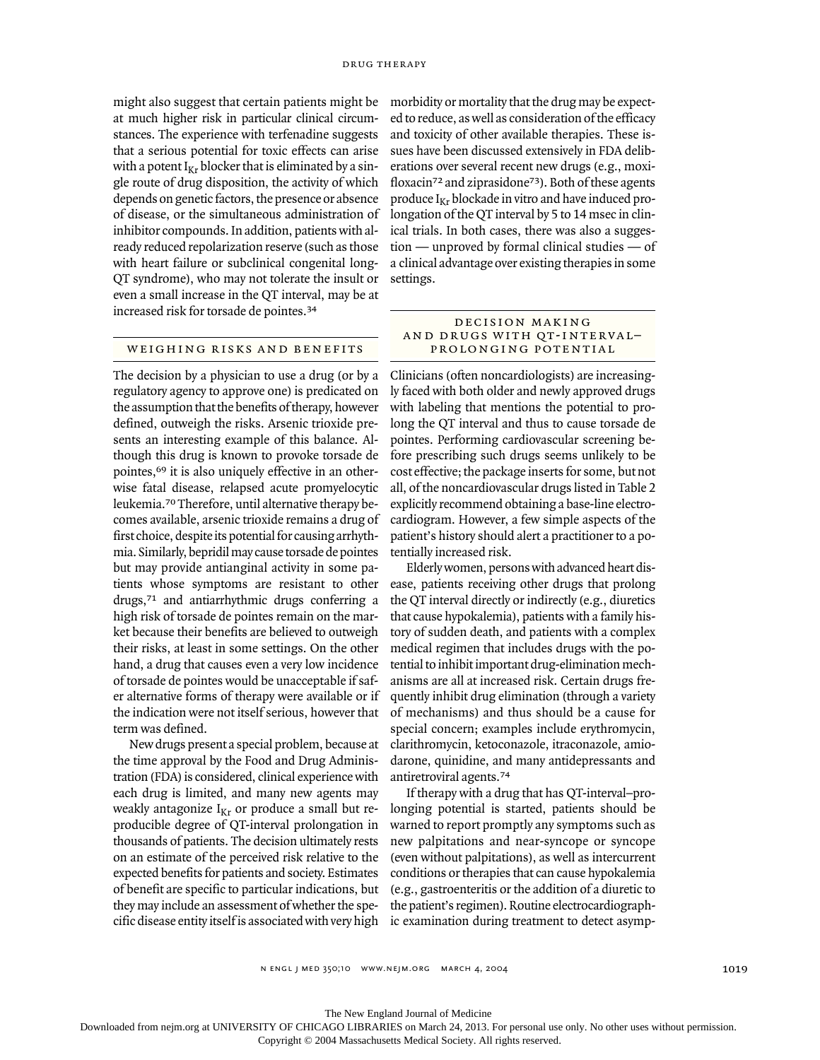might also suggest that certain patients might be at much higher risk in particular clinical circumstances. The experience with terfenadine suggests that a serious potential for toxic effects can arise with a potent $I_{Kr}$ blocker that is eliminated by a single route of drug disposition, the activity of which depends on genetic factors, the presence or absence of disease, or the simultaneous administration of inhibitor compounds. In addition, patients with already reduced repolarization reserve (such as those with heart failure or subclinical congenital long-QT syndrome), who may not tolerate the insult or even a small increase in the QT interval, may be at increased risk for torsade de pointes.[34]

## WEIGHING RISKS AND BENEFITS

The decision by a physician to use a drug (or by a regulatory agency to approve one) is predicated on the assumption that the benefits of therapy, however defined, outweigh the risks. Arsenic trioxide presents an interesting example of this balance. Although this drug is known to provoke torsade de pointes,[69] it is also uniquely effective in an otherwise fatal disease, relapsed acute promyelocytic leukemia.[70] Therefore, until alternative therapy becomes available, arsenic trioxide remains a drug of first choice, despite its potential for causing arrhythmia. Similarly, bepridil may cause torsade de pointes but may provide antianginal activity in some patients whose symptoms are resistant to other drugs,[71] and antiarrhythmic drugs conferring a high risk of torsade de pointes remain on the market because their benefits are believed to outweigh their risks, at least in some settings. On the other hand, a drug that causes even a very low incidence of torsade de pointes would be unacceptable if safer alternative forms of therapy were available or if the indication were not itself serious, however that term was defined.

New drugs present a special problem, because at the time approval by the Food and Drug Administration (FDA) is considered, clinical experience with each drug is limited, and many new agents may weakly antagonize $I_{Kr}$ or produce a small but reproducible degree of QT-interval prolongation in thousands of patients. The decision ultimately rests on an estimate of the perceived risk relative to the expected benefits for patients and society. Estimates of benefit are specific to particular indications, but they may include an assessment of whether the specific disease entity itself is associated with very high morbidity or mortality that the drug may be expected to reduce, as well as consideration of the efficacy and toxicity of other available therapies. These issues have been discussed extensively in FDA deliberations over several recent new drugs (e.g., moxifloxacin[72] and ziprasidone[73]). Both of these agents produce $I_{Kr}$ blockade in vitro and have induced prolongation of the QT interval by 5 to 14 msec in clinical trials. In both cases, there was also a suggestion — unproved by formal clinical studies — of a clinical advantage over existing therapies in some settings.

## DECISION MAKING AND DRUGS WITH QT-INTERVAL–PROLONGING POTENTIAL

Clinicians (often noncardiologists) are increasingly faced with both older and newly approved drugs with labeling that mentions the potential to prolong the QT interval and thus to cause torsade de pointes. Performing cardiovascular screening before prescribing such drugs seems unlikely to be cost effective; the package inserts for some, but not all, of the noncardiovascular drugs listed in Table 2 explicitly recommend obtaining a base-line electrocardiogram. However, a few simple aspects of the patient's history should alert a practitioner to a potentially increased risk.

Elderly women, persons with advanced heart disease, patients receiving other drugs that prolong the QT interval directly or indirectly (e.g., diuretics that cause hypokalemia), patients with a family history of sudden death, and patients with a complex medical regimen that includes drugs with the potential to inhibit important drug-elimination mechanisms are all at increased risk. Certain drugs frequently inhibit drug elimination (through a variety of mechanisms) and thus should be a cause for special concern; examples include erythromycin, clarithromycin, ketoconazole, itraconazole, amiodarone, quinidine, and many antidepressants and antiretroviral agents.[74]

If therapy with a drug that has QT-interval–prolonging potential is started, patients should be warned to report promptly any symptoms such as new palpitations and near-syncope or syncope (even without palpitations), as well as intercurrent conditions or therapies that can cause hypokalemia (e.g., gastroenteritis or the addition of a diuretic to the patient's regimen). Routine electrocardiographic examination during treatment to detect asymp-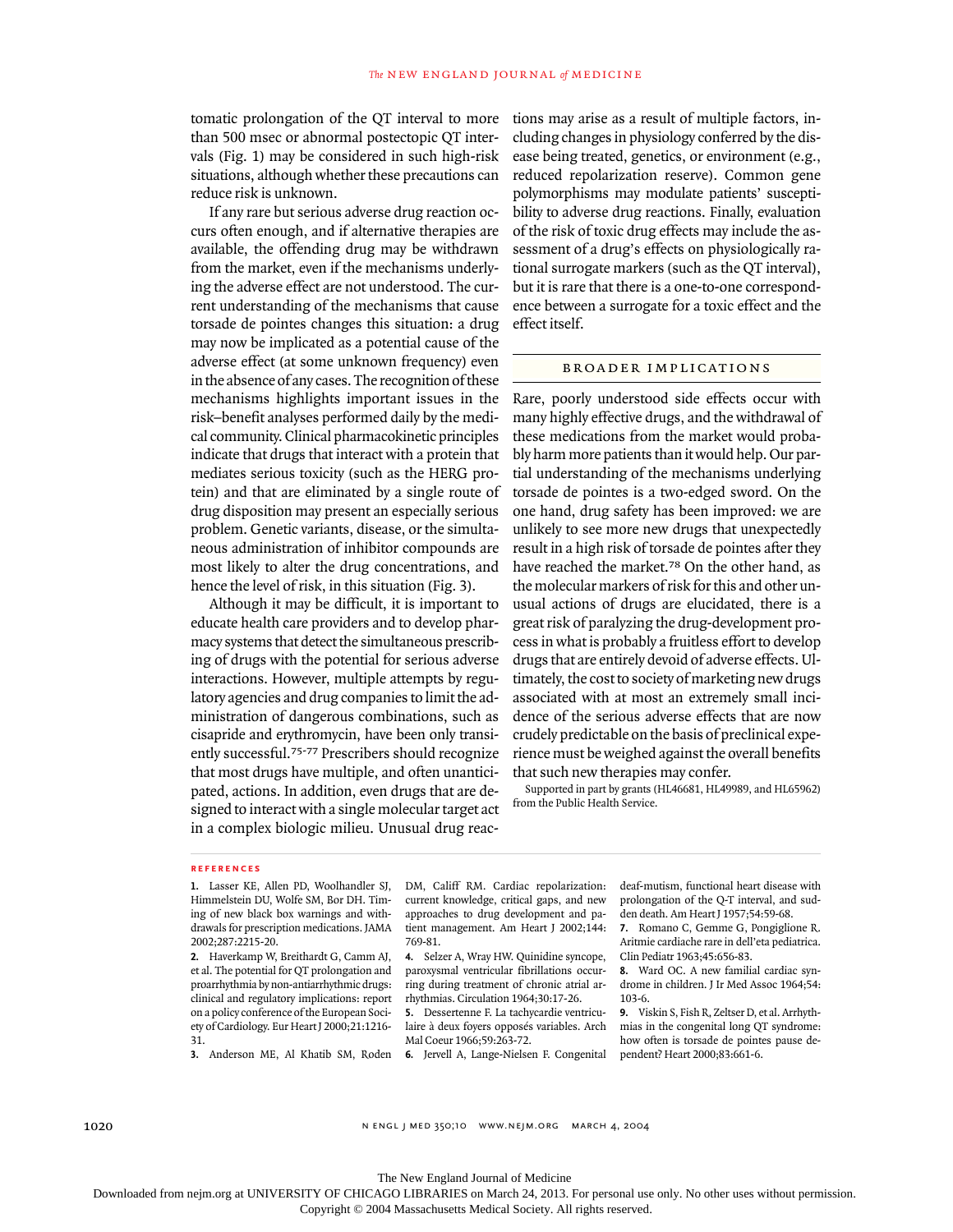tomatic prolongation of the QT interval to more than 500 msec or abnormal postectopic QT intervals (Fig. 1) may be considered in such high-risk situations, although whether these precautions can reduce risk is unknown.

If any rare but serious adverse drug reaction occurs often enough, and if alternative therapies are available, the offending drug may be withdrawn from the market, even if the mechanisms underlying the adverse effect are not understood. The current understanding of the mechanisms that cause torsade de pointes changes this situation: a drug may now be implicated as a potential cause of the adverse effect (at some unknown frequency) even in the absence of any cases. The recognition of these mechanisms highlights important issues in the risk–benefit analyses performed daily by the medical community. Clinical pharmacokinetic principles indicate that drugs that interact with a protein that mediates serious toxicity (such as the HERG protein) and that are eliminated by a single route of drug disposition may present an especially serious problem. Genetic variants, disease, or the simultaneous administration of inhibitor compounds are most likely to alter the drug concentrations, and hence the level of risk, in this situation (Fig. 3).

Although it may be difficult, it is important to educate health care providers and to develop pharmacy systems that detect the simultaneous prescribing of drugs with the potential for serious adverse interactions. However, multiple attempts by regulatory agencies and drug companies to limit the administration of dangerous combinations, such as cisapride and erythromycin, have been only transiently successful.[75-77] Prescribers should recognize that most drugs have multiple, and often unanticipated, actions. In addition, even drugs that are designed to interact with a single molecular target act in a complex biologic milieu. Unusual drug reactions may arise as a result of multiple factors, including changes in physiology conferred by the disease being treated, genetics, or environment (e.g., reduced repolarization reserve). Common gene polymorphisms may modulate patients' susceptibility to adverse drug reactions. Finally, evaluation of the risk of toxic drug effects may include the assessment of a drug's effects on physiologically rational surrogate markers (such as the QT interval), but it is rare that there is a one-to-one correspondence between a surrogate for a toxic effect and the effect itself.

## BROADER IMPLICATIONS

Rare, poorly understood side effects occur with many highly effective drugs, and the withdrawal of these medications from the market would probably harm more patients than it would help. Our partial understanding of the mechanisms underlying torsade de pointes is a two-edged sword. On the one hand, drug safety has been improved: we are unlikely to see more new drugs that unexpectedly result in a high risk of torsade de pointes after they have reached the market.[78] On the other hand, as the molecular markers of risk for this and other unusual actions of drugs are elucidated, there is a great risk of paralyzing the drug-development process in what is probably a fruitless effort to develop drugs that are entirely devoid of adverse effects. Ultimately, the cost to society of marketing new drugs associated with at most an extremely small incidence of the serious adverse effects that are now crudely predictable on the basis of preclinical experience must be weighed against the overall benefits that such new therapies may confer.

Supported in part by grants (HL46681, HL49989, and HL65962) from the Public Health Service.

## REFERENCES

1. Lasser KE, Allen PD, Woolhandler SJ, Himmelstein DU, Wolfe SM, Bor DH. Timing of new black box warnings and withdrawals for prescription medications. JAMA 2002;287:2215-20.
2. Haverkamp W, Breithardt G, Camm AJ, et al. The potential for QT prolongation and proarrhythmia by non-antiarrhythmic drugs: clinical and regulatory implications: report on a policy conference of the European Society of Cardiology. Eur Heart J 2000;21:1216-31.
3. Anderson ME, Al Khatib SM, Roden DM, Califf RM. Cardiac repolarization: current knowledge, critical gaps, and new approaches to drug development and patient management. Am Heart J 2002;144:769-81.
4. Selzer A, Wray HW. Quinidine syncope, paroxysmal ventricular fibrillations occurring during treatment of chronic atrial arrhythmias. Circulation 1964;30:17-26.
5. Dessertenne F. La tachycardie ventriculaire à deux foyers opposés variables. Arch Mal Coeur 1966;59:263-72.
6. Jervell A, Lange-Nielsen F. Congenital deaf-mutism, functional heart disease with prolongation of the Q-T interval, and sudden death. Am Heart J 1957;54:59-68.
7. Romano C, Gemme G, Pongiglione R. Aritmie cardiache rare in dell'eta pediatrica. Clin Pediatr 1963;45:656-83.
8. Ward OC. A new familial cardiac syndrome in children. J Ir Med Assoc 1964;54:103-6.
9. Viskin S, Fish R, Zeltser D, et al. Arrhythmias in the congenital long QT syndrome: how often is torsade de pointes pause dependent? Heart 2000;83:661-6.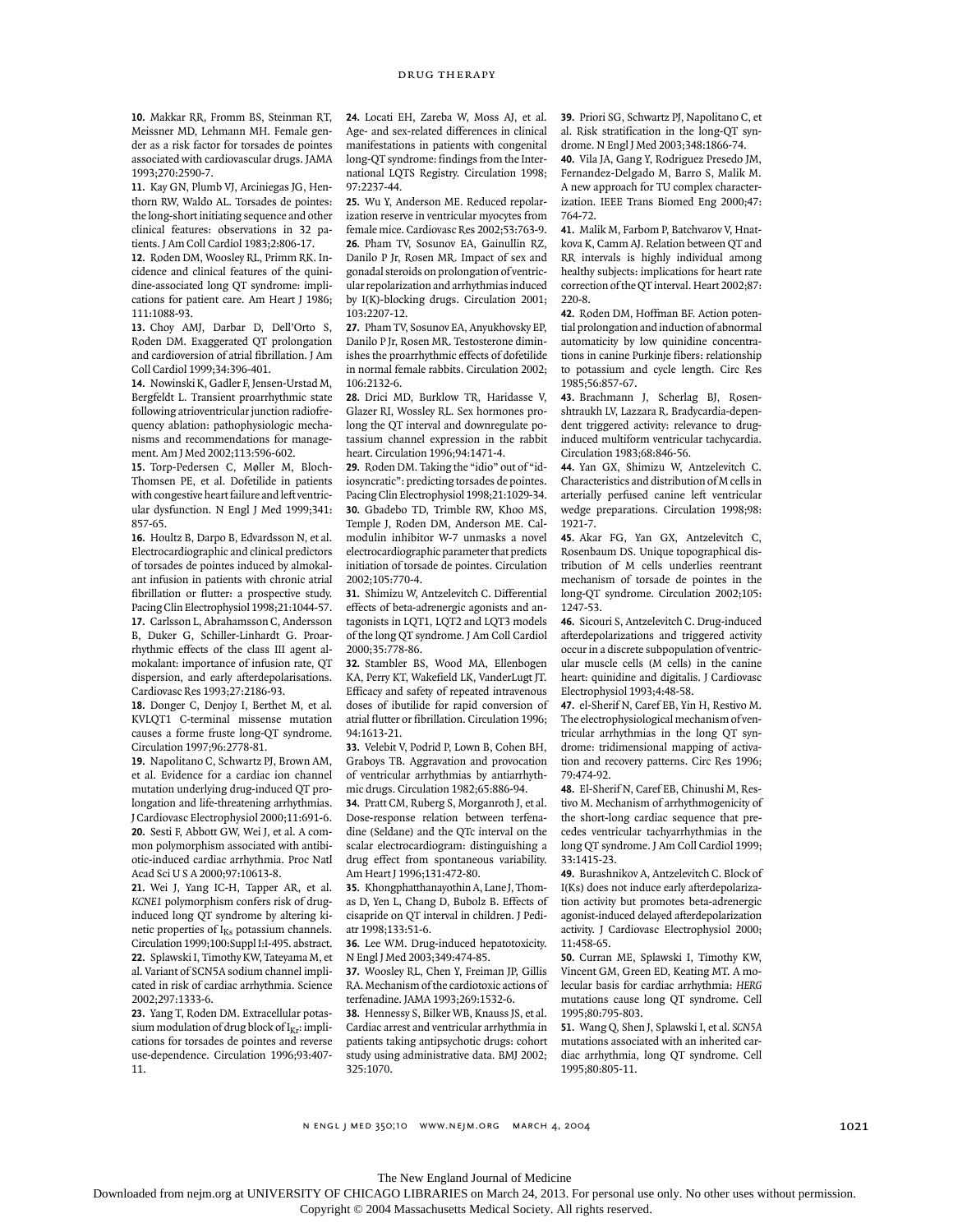**10.** Makkar RR, Fromm BS, Steinman RT, Meissner MD, Lehmann MH. Female gender as a risk factor for torsades de pointes associated with cardiovascular drugs. JAMA 1993;270:2590-7.

**11.** Kay GN, Plumb VJ, Arciniegas JG, Henthorn RW, Waldo AL. Torsades de pointes: the long-short initiating sequence and other clinical features: observations in 32 patients. J Am Coll Cardiol 1983;2:806-17.

**12.** Roden DM, Woosley RL, Primm RK. Incidence and clinical features of the quinidine-associated long QT syndrome: implications for patient care. Am Heart J 1986; 111:1088-93.

**13.** Choy AMJ, Darbar D, Dell'Orto S, Roden DM. Exaggerated QT prolongation and cardioversion of atrial fibrillation. J Am Coll Cardiol 1999;34:396-401.

**14.** Nowinski K, Gadler F, Jensen-Urstad M, Bergfeldt L. Transient proarrhythmic state following atrioventricular junction radiofrequency ablation: pathophysiologic mechanisms and recommendations for management. Am J Med 2002;113:596-602.

**15.** Torp-Pedersen C, Møller M, Bloch-Thomsen PE, et al. Dofetilide in patients with congestive heart failure and left ventricular dysfunction. N Engl J Med 1999;341: 857-65.

**16.** Houltz B, Darpo B, Edvardsson N, et al. Electrocardiographic and clinical predictors of torsades de pointes induced by almokalant infusion in patients with chronic atrial fibrillation or flutter: a prospective study. Pacing Clin Electrophysiol 1998;21:1044-57.

**17.** Carlsson L, Abrahamsson C, Andersson B, Duker G, Schiller-Linhardt G. Proarrhythmic effects of the class III agent almokalant: importance of infusion rate, QT dispersion, and early afterdepolarisations. Cardiovasc Res 1993;27:2186-93.

**18.** Donger C, Denjoy I, Berthet M, et al. KVLQT1 C-terminal missense mutation causes a forme fruste long-QT syndrome. Circulation 1997;96:2778-81.

**19.** Napolitano C, Schwartz PJ, Brown AM, et al. Evidence for a cardiac ion channel mutation underlying drug-induced QT prolongation and life-threatening arrhythmias. J Cardiovasc Electrophysiol 2000;11:691-6.

**20.** Sesti F, Abbott GW, Wei J, et al. A common polymorphism associated with antibiotic-induced cardiac arrhythmia. Proc Natl Acad Sci U S A 2000;97:10613-8.

**21.** Wei J, Yang IC-H, Tapper AR, et al. *KCNE1* polymorphism confers risk of drug-induced long QT syndrome by altering kinetic properties of $I_{Ks}$ potassium channels. Circulation 1999;100:Suppl I:I-495. abstract.

**22.** Splawski I, Timothy KW, Tateyama M, et al. Variant of SCN5A sodium channel implicated in risk of cardiac arrhythmia. Science 2002;297:1333-6.

**23.** Yang T, Roden DM. Extracellular potassium modulation of drug block of $I_{Kr}$: implications for torsades de pointes and reverse use-dependence. Circulation 1996;93:407-11.

**24.** Locati EH, Zareba W, Moss AJ, et al. Age- and sex-related differences in clinical manifestations in patients with congenital long-QT syndrome: findings from the International LQTS Registry. Circulation 1998; 97:2237-44.

**25.** Wu Y, Anderson ME. Reduced repolarization reserve in ventricular myocytes from female mice. Cardiovasc Res 2002;53:763-9.

**26.** Pham TV, Sosunov EA, Gainullin RZ, Danilo P Jr, Rosen MR. Impact of sex and gonadal steroids on prolongation of ventricular repolarization and arrhythmias induced by I(K)-blocking drugs. Circulation 2001; 103:2207-12.

**27.** Pham TV, Sosunov EA, Anyukhovsky EP, Danilo P Jr, Rosen MR. Testosterone diminishes the proarrhythmic effects of dofetilide in normal female rabbits. Circulation 2002; 106:2132-6.

**28.** Drici MD, Burklow TR, Haridasse V, Glazer RJ, Wossley RL. Sex hormones prolong the QT interval and downregulate potassium channel expression in the rabbit heart. Circulation 1996;94:1471-4.

**29.** Roden DM. Taking the "idio" out of "idiosyncratic": predicting torsades de pointes. Pacing Clin Electrophysiol 1998;21:1029-34.

**30.** Gbadebo TD, Trimble RW, Khoo MS, Temple J, Roden DM, Anderson ME. Calmodulin inhibitor W-7 unmasks a novel electrocardiographic parameter that predicts initiation of torsade de pointes. Circulation 2002;105:770-4.

**31.** Shimizu W, Antzelevitch C. Differential effects of beta-adrenergic agonists and antagonists in LQT1, LQT2 and LQT3 models of the long QT syndrome. J Am Coll Cardiol 2000;35:778-86.

**32.** Stambler BS, Wood MA, Ellenbogen KA, Perry KT, Wakefield LK, VanderLugt JT. Efficacy and safety of repeated intravenous doses of ibutilide for rapid conversion of atrial flutter or fibrillation. Circulation 1996; 94:1613-21.

**33.** Velebit V, Podrid P, Lown B, Cohen BH, Graboys TB. Aggravation and provocation of ventricular arrhythmias by antiarrhythmic drugs. Circulation 1982;65:886-94.

**34.** Pratt CM, Ruberg S, Morganroth J, et al. Dose-response relation between terfenadine (Seldane) and the QTc interval on the scalar electrocardiogram: distinguishing a drug effect from spontaneous variability. Am Heart J 1996;131:472-80.

**35.** Khongphatthanayothin A, Lane J, Thomas D, Yen L, Chang D, Bubolz B. Effects of cisapride on QT interval in children. J Pediatr 1998;133:51-6.

**36.** Lee WM. Drug-induced hepatotoxicity. N Engl J Med 2003;349:474-85.

**37.** Woosley RL, Chen Y, Freiman JP, Gillis RA. Mechanism of the cardiotoxic actions of terfenadine. JAMA 1993;269:1532-6.

**38.** Hennessy S, Bilker WB, Knauss JS, et al. Cardiac arrest and ventricular arrhythmia in patients taking antipsychotic drugs: cohort study using administrative data. BMJ 2002; 325:1070.

**39.** Priori SG, Schwartz PJ, Napolitano C, et al. Risk stratification in the long-QT syndrome. N Engl J Med 2003;348:1866-74.

**40.** Vila JA, Gang Y, Rodriguez Presedo JM, Fernandez-Delgado M, Barro S, Malik M. A new approach for TU complex characterization. IEEE Trans Biomed Eng 2000;47: 764-72.

**41.** Malik M, Farbom P, Batchvarov V, Hnatkova K, Camm AJ. Relation between QT and RR intervals is highly individual among healthy subjects: implications for heart rate correction of the QT interval. Heart 2002;87: 220-8.

**42.** Roden DM, Hoffman BF. Action potential prolongation and induction of abnormal automaticity by low quinidine concentrations in canine Purkinje fibers: relationship to potassium and cycle length. Circ Res 1985;56:857-67.

**43.** Brachmann J, Scherlag BJ, Rosenshtraukh LV, Lazzara R. Bradycardia-dependent triggered activity: relevance to drug-induced multiform ventricular tachycardia. Circulation 1983;68:846-56.

**44.** Yan GX, Shimizu W, Antzelevitch C. Characteristics and distribution of M cells in arterially perfused canine left ventricular wedge preparations. Circulation 1998;98: 1921-7.

**45.** Akar FG, Yan GX, Antzelevitch C, Rosenbaum DS. Unique topographical distribution of M cells underlies reentrant mechanism of torsade de pointes in the long-QT syndrome. Circulation 2002;105: 1247-53.

**46.** Sicouri S, Antzelevitch C. Drug-induced afterdepolarizations and triggered activity occur in a discrete subpopulation of ventricular muscle cells (M cells) in the canine heart: quinidine and digitalis. J Cardiovasc Electrophysiol 1993;4:48-58.

**47.** el-Sherif N, Caref EB, Yin H, Restivo M. The electrophysiological mechanism of ventricular arrhythmias in the long QT syndrome: tridimensional mapping of activation and recovery patterns. Circ Res 1996; 79:474-92.

**48.** El-Sherif N, Caref EB, Chinushi M, Restivo M. Mechanism of arrhythmogenicity of the short-long cardiac sequence that precedes ventricular tachyarrhythmias in the long QT syndrome. J Am Coll Cardiol 1999; 33:1415-23.

**49.** Burashnikov A, Antzelevitch C. Block of I(Ks) does not induce early afterdepolarization activity but promotes beta-adrenergic agonist-induced delayed afterdepolarization activity. J Cardiovasc Electrophysiol 2000; 11:458-65.

**50.** Curran ME, Splawski I, Timothy KW, Vincent GM, Green ED, Keating MT. A molecular basis for cardiac arrhythmia: *HERG* mutations cause long QT syndrome. Cell 1995;80:795-803.

**51.** Wang Q, Shen J, Splawski I, et al. *SCN5A* mutations associated with an inherited cardiac arrhythmia, long QT syndrome. Cell 1995;80:805-11.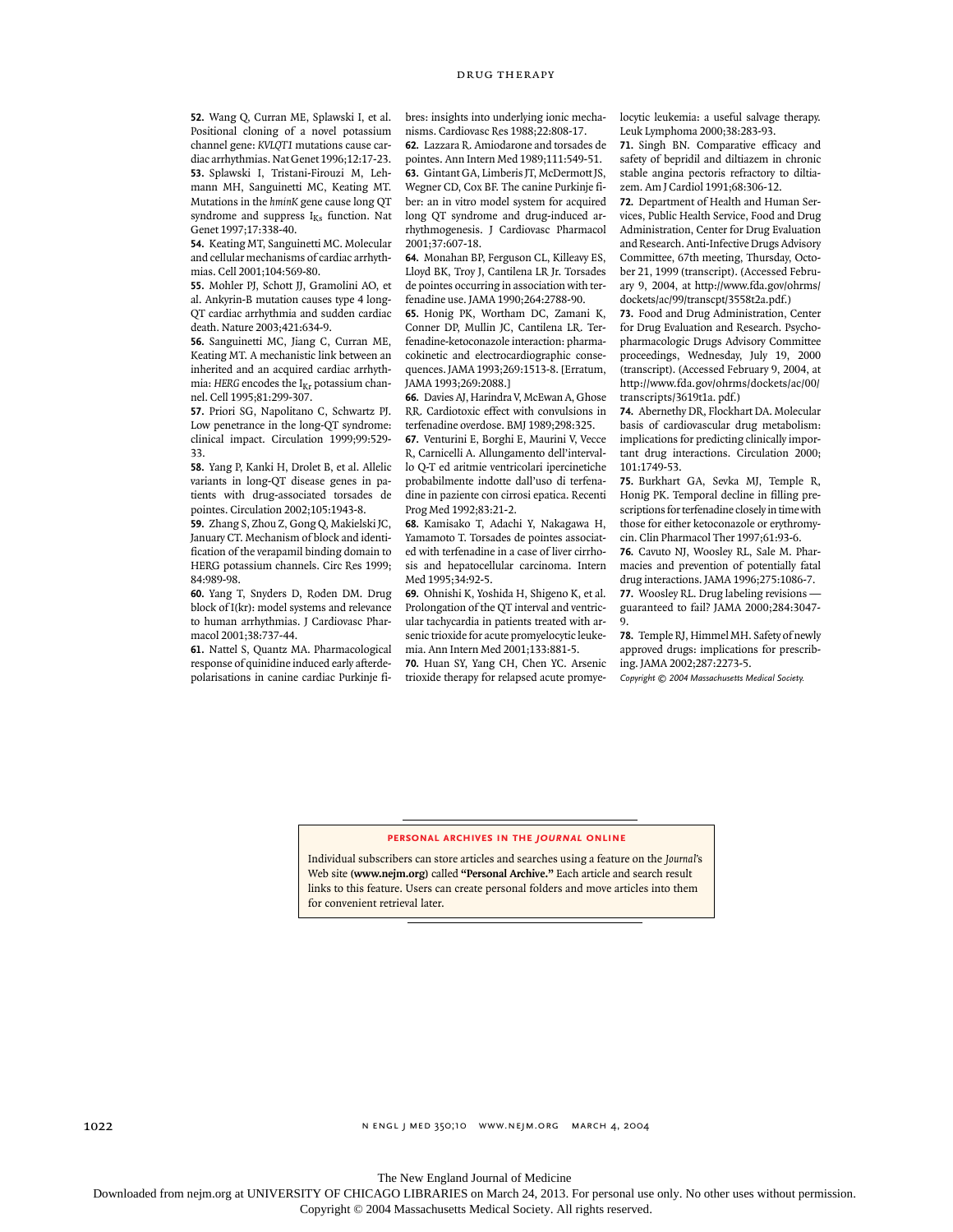52. Wang Q, Curran ME, Splawski I, et al. Positional cloning of a novel potassium channel gene: *KVLQT1* mutations cause cardiac arrhythmias. Nat Genet 1996;12:17-23.

53. Splawski I, Tristani-Firouzi M, Lehmann MH, Sanguinetti MC, Keating MT. Mutations in the *hminK* gene cause long QT syndrome and suppress $I_{Ks}$ function. Nat Genet 1997;17:338-40.

54. Keating MT, Sanguinetti MC. Molecular and cellular mechanisms of cardiac arrhythmias. Cell 2001;104:569-80.

55. Mohler PJ, Schott JJ, Gramolini AO, et al. Ankyrin-B mutation causes type 4 long-QT cardiac arrhythmia and sudden cardiac death. Nature 2003;421:634-9.

56. Sanguinetti MC, Jiang C, Curran ME, Keating MT. A mechanistic link between an inherited and an acquired cardiac arrhythmia: *HERG* encodes the $I_{Kr}$ potassium channel. Cell 1995;81:299-307.

57. Priori SG, Napolitano C, Schwartz PJ. Low penetrance in the long-QT syndrome: clinical impact. Circulation 1999;99:529-33.

58. Yang P, Kanki H, Drolet B, et al. Allelic variants in long-QT disease genes in patients with drug-associated torsades de pointes. Circulation 2002;105:1943-8.

59. Zhang S, Zhou Z, Gong Q, Makielski JC, January CT. Mechanism of block and identification of the verapamil binding domain to HERG potassium channels. Circ Res 1999;84:989-98.

60. Yang T, Snyders D, Roden DM. Drug block of I(kr): model systems and relevance to human arrhythmias. J Cardiovasc Pharmacol 2001;38:737-44.

61. Nattel S, Quantz MA. Pharmacological response of quinidine induced early afterdepolarisations in canine cardiac Purkinje fibres: insights into underlying ionic mechanisms. Cardiovasc Res 1988;22:808-17.

62. Lazzara R. Amiodarone and torsades de pointes. Ann Intern Med 1989;111:549-51.

63. Gintant GA, Limberis JT, McDermott JS, Wegner CD, Cox BF. The canine Purkinje fiber: an in vitro model system for acquired long QT syndrome and drug-induced arrhythmogenesis. J Cardiovasc Pharmacol 2001;37:607-18.

64. Monahan BP, Ferguson CL, Killeavy ES, Lloyd BK, Troy J, Cantilena LR Jr. Torsades de pointes occurring in association with terfenadine use. JAMA 1990;264:2788-90.

65. Honig PK, Wortham DC, Zamani K, Conner DP, Mullin JC, Cantilena LR. Terfenadine-ketoconazole interaction: pharmacokinetic and electrocardiographic consequences. JAMA 1993;269:1513-8. [Erratum, JAMA 1993;269:2088.]

66. Davies AJ, Harindra V, McEwan A, Ghose RR. Cardiotoxic effect with convulsions in terfenadine overdose. BMJ 1989;298:325.

67. Venturini E, Borghi E, Maurini V, Vecce R, Carnicelli A. Allungamento dell'intervallo Q-T ed aritmie ventricolari ipercinetiche probabilmente indotte dall'uso di terfenadine in paziente con cirrosi epatica. Recenti Prog Med 1992;83:21-2.

68. Kamisako T, Adachi Y, Nakagawa H, Yamamoto T. Torsades de pointes associated with terfenadine in a case of liver cirrhosis and hepatocellular carcinoma. Intern Med 1995;34:92-5.

69. Ohnishi K, Yoshida H, Shigeno K, et al. Prolongation of the QT interval and ventricular tachycardia in patients treated with arsenic trioxide for acute promyelocytic leukemia. Ann Intern Med 2001;133:881-5.

70. Huan SY, Yang CH, Chen YC. Arsenic trioxide therapy for relapsed acute promyelocytic leukemia: a useful salvage therapy. Leuk Lymphoma 2000;38:283-93.

71. Singh BN. Comparative efficacy and safety of bepridil and diltiazem in chronic stable angina pectoris refractory to diltiazem. Am J Cardiol 1991;68:306-12.

72. Department of Health and Human Services, Public Health Service, Food and Drug Administration, Center for Drug Evaluation and Research. Anti-Infective Drugs Advisory Committee, 67th meeting, Thursday, October 21, 1999 (transcript). (Accessed February 9, 2004, at http://www.fda.gov/ohrms/dockets/ac/99/transcpt/3558t2a.pdf.)

73. Food and Drug Administration, Center for Drug Evaluation and Research. Psychopharmacologic Drugs Advisory Committee proceedings, Wednesday, July 19, 2000 (transcript). (Accessed February 9, 2004, at http://www.fda.gov/ohrms/dockets/ac/00/transcripts/3619t1a. pdf.)

74. Abernethy DR, Flockhart DA. Molecular basis of cardiovascular drug metabolism: implications for predicting clinically important drug interactions. Circulation 2000;101:1749-53.

75. Burkhart GA, Sevka MJ, Temple R, Honig PK. Temporal decline in filling prescriptions for terfenadine closely in time with those for either ketoconazole or erythromycin. Clin Pharmacol Ther 1997;61:93-6.

76. Cavuto NJ, Woosley RL, Sale M. Pharmacies and prevention of potentially fatal drug interactions. JAMA 1996;275:1086-7.

77. Woosley RL. Drug labeling revisions — guaranteed to fail? JAMA 2000;284:3047-9.

78. Temple RJ, Himmel MH. Safety of newly approved drugs: implications for prescribing. JAMA 2002;287:2273-5.

*Copyright © 2004 Massachusetts Medical Society.*

**PERSONAL ARCHIVES IN THE *JOURNAL* ONLINE**

Individual subscribers can store articles and searches using a feature on the *Journal*'s Web site **(www.nejm.org)** called **"Personal Archive."** Each article and search result links to this feature. Users can create personal folders and move articles into them for convenient retrieval later.